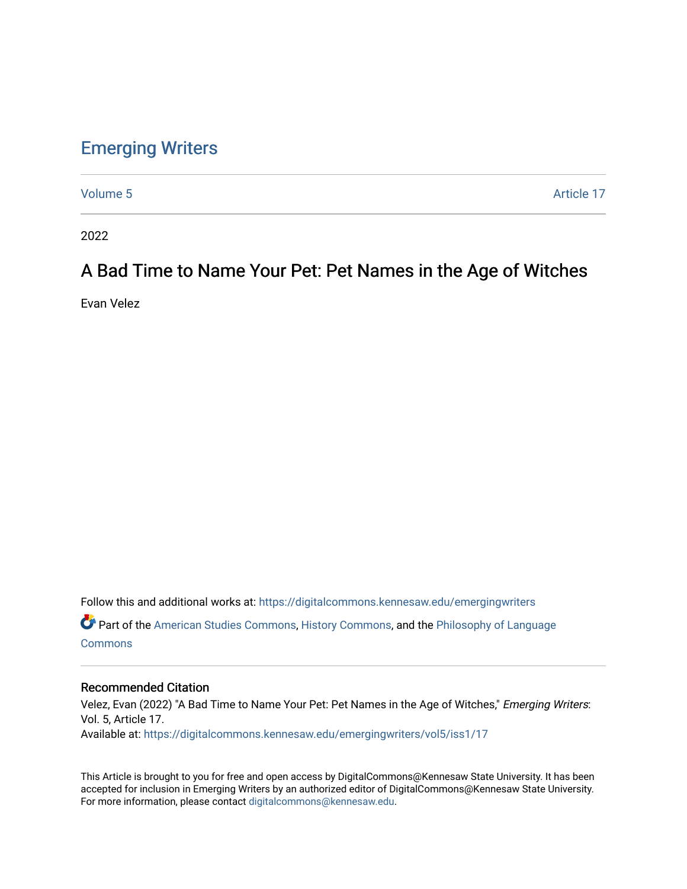# Emerging Writers

Volume 5 Article 17

2022

## A Bad Time to Name Your Pet: Pet Names in the Age of Witches

Evan Velez

Follow this and additional works at: https://digitalcommons.kennesaw.edu/emergingwriters

Part of the American Studies Commons, History Commons, and the Philosophy of Language Commons

### Recommended Citation

Velez, Evan (2022) "A Bad Time to Name Your Pet: Pet Names in the Age of Witches," *Emerging Writers*: Vol. 5, Article 17.
Available at: https://digitalcommons.kennesaw.edu/emergingwriters/vol5/iss1/17

This Article is brought to you for free and open access by DigitalCommons@Kennesaw State University. It has been accepted for inclusion in Emerging Writers by an authorized editor of DigitalCommons@Kennesaw State University. For more information, please contact digitalcommons@kennesaw.edu.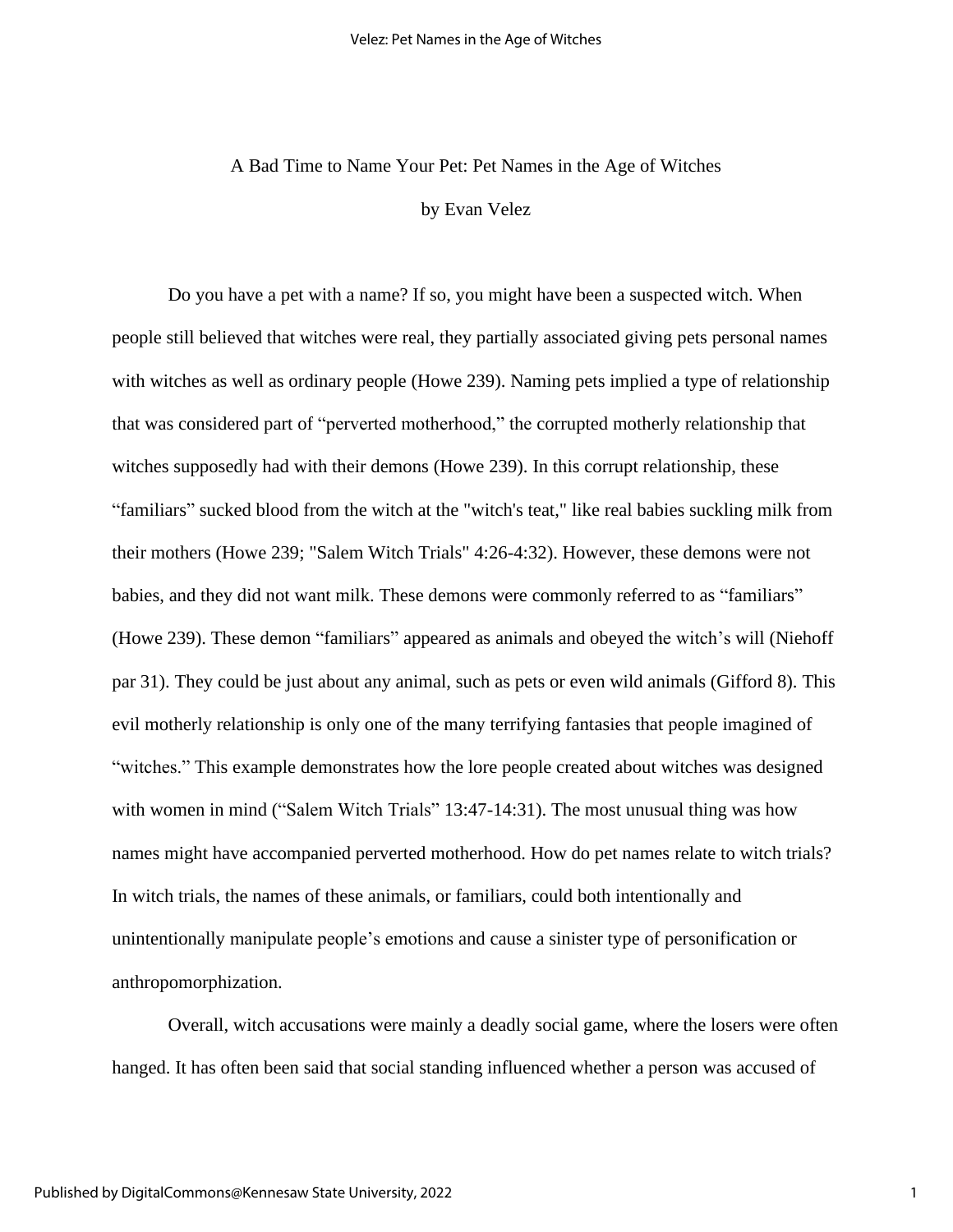A Bad Time to Name Your Pet: Pet Names in the Age of Witches

by Evan Velez

Do you have a pet with a name? If so, you might have been a suspected witch. When people still believed that witches were real, they partially associated giving pets personal names with witches as well as ordinary people (Howe 239). Naming pets implied a type of relationship that was considered part of "perverted motherhood," the corrupted motherly relationship that witches supposedly had with their demons (Howe 239). In this corrupt relationship, these "familiars" sucked blood from the witch at the "witch's teat," like real babies suckling milk from their mothers (Howe 239; "Salem Witch Trials" 4:26-4:32). However, these demons were not babies, and they did not want milk. These demons were commonly referred to as "familiars" (Howe 239). These demon "familiars" appeared as animals and obeyed the witch's will (Niehoff par 31). They could be just about any animal, such as pets or even wild animals (Gifford 8). This evil motherly relationship is only one of the many terrifying fantasies that people imagined of "witches." This example demonstrates how the lore people created about witches was designed with women in mind ("Salem Witch Trials" 13:47-14:31). The most unusual thing was how names might have accompanied perverted motherhood. How do pet names relate to witch trials? In witch trials, the names of these animals, or familiars, could both intentionally and unintentionally manipulate people's emotions and cause a sinister type of personification or anthropomorphization.

Overall, witch accusations were mainly a deadly social game, where the losers were often hanged. It has often been said that social standing influenced whether a person was accused of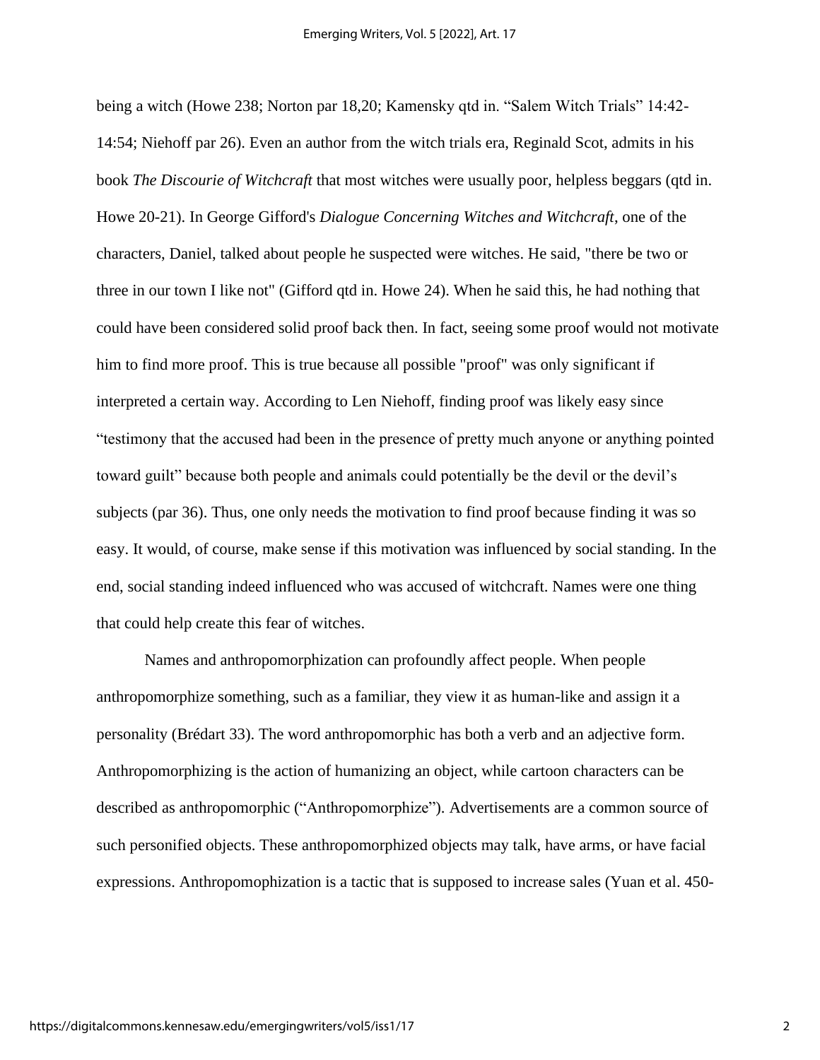being a witch (Howe 238; Norton par 18,20; Kamensky qtd in. "Salem Witch Trials" 14:42-14:54; Niehoff par 26). Even an author from the witch trials era, Reginald Scot, admits in his book *The Discourie of Witchcraft* that most witches were usually poor, helpless beggars (qtd in. Howe 20-21). In George Gifford's *Dialogue Concerning Witches and Witchcraft*, one of the characters, Daniel, talked about people he suspected were witches. He said, "there be two or three in our town I like not" (Gifford qtd in. Howe 24). When he said this, he had nothing that could have been considered solid proof back then. In fact, seeing some proof would not motivate him to find more proof. This is true because all possible "proof" was only significant if interpreted a certain way. According to Len Niehoff, finding proof was likely easy since "testimony that the accused had been in the presence of pretty much anyone or anything pointed toward guilt" because both people and animals could potentially be the devil or the devil's subjects (par 36). Thus, one only needs the motivation to find proof because finding it was so easy. It would, of course, make sense if this motivation was influenced by social standing. In the end, social standing indeed influenced who was accused of witchcraft. Names were one thing that could help create this fear of witches.

Names and anthropomorphization can profoundly affect people. When people anthropomorphize something, such as a familiar, they view it as human-like and assign it a personality (Brédart 33). The word anthropomorphic has both a verb and an adjective form. Anthropomorphizing is the action of humanizing an object, while cartoon characters can be described as anthropomorphic ("Anthropomorphize"). Advertisements are a common source of such personified objects. These anthropomorphized objects may talk, have arms, or have facial expressions. Anthropomophization is a tactic that is supposed to increase sales (Yuan et al. 450-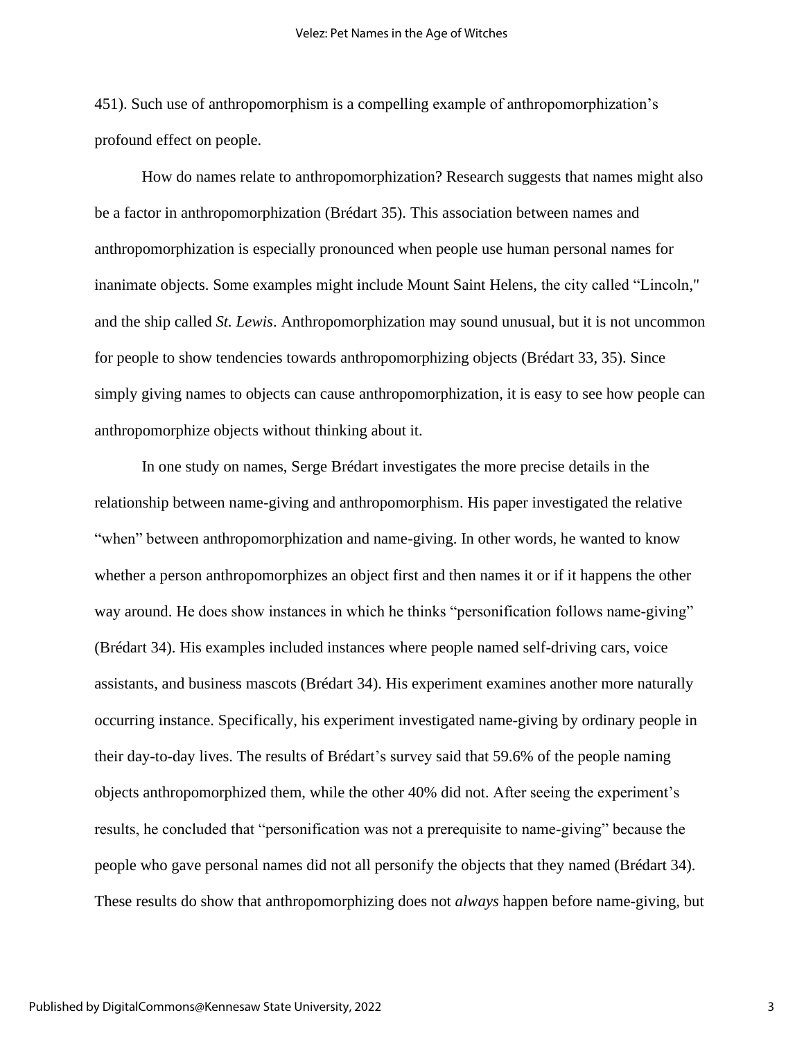451). Such use of anthropomorphism is a compelling example of anthropomorphization's profound effect on people.

How do names relate to anthropomorphization? Research suggests that names might also be a factor in anthropomorphization (Brédart 35). This association between names and anthropomorphization is especially pronounced when people use human personal names for inanimate objects. Some examples might include Mount Saint Helens, the city called "Lincoln," and the ship called *St. Lewis*. Anthropomorphization may sound unusual, but it is not uncommon for people to show tendencies towards anthropomorphizing objects (Brédart 33, 35). Since simply giving names to objects can cause anthropomorphization, it is easy to see how people can anthropomorphize objects without thinking about it.

In one study on names, Serge Brédart investigates the more precise details in the relationship between name-giving and anthropomorphism. His paper investigated the relative "when" between anthropomorphization and name-giving. In other words, he wanted to know whether a person anthropomorphizes an object first and then names it or if it happens the other way around. He does show instances in which he thinks "personification follows name-giving" (Brédart 34). His examples included instances where people named self-driving cars, voice assistants, and business mascots (Brédart 34). His experiment examines another more naturally occurring instance. Specifically, his experiment investigated name-giving by ordinary people in their day-to-day lives. The results of Brédart's survey said that 59.6% of the people naming objects anthropomorphized them, while the other 40% did not. After seeing the experiment's results, he concluded that "personification was not a prerequisite to name-giving" because the people who gave personal names did not all personify the objects that they named (Brédart 34). These results do show that anthropomorphizing does not *always* happen before name-giving, but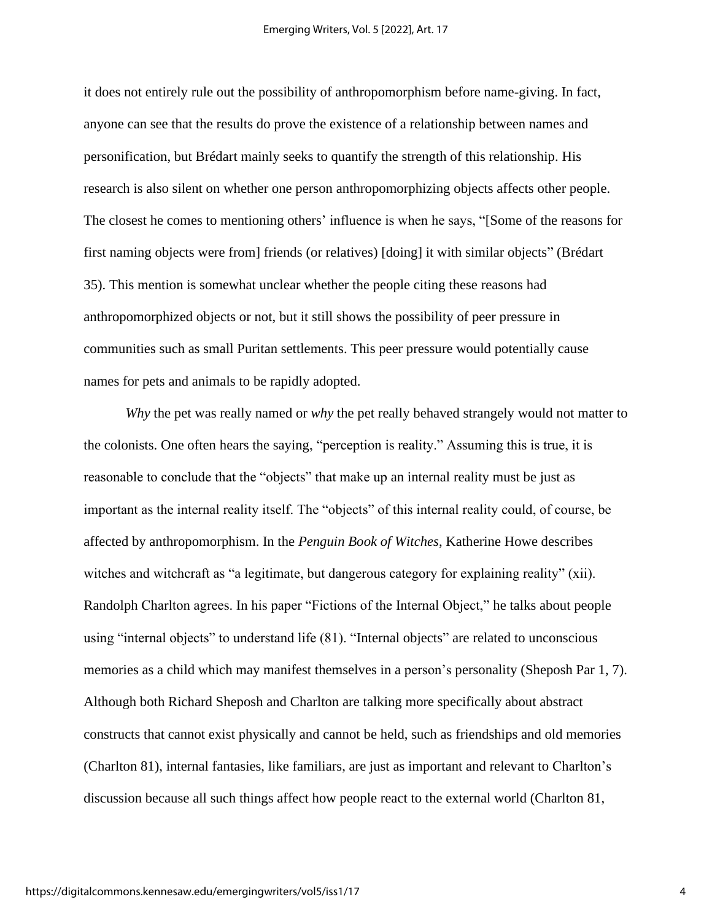it does not entirely rule out the possibility of anthropomorphism before name-giving. In fact, anyone can see that the results do prove the existence of a relationship between names and personification, but Brédart mainly seeks to quantify the strength of this relationship. His research is also silent on whether one person anthropomorphizing objects affects other people. The closest he comes to mentioning others' influence is when he says, "[Some of the reasons for first naming objects were from] friends (or relatives) [doing] it with similar objects" (Brédart 35). This mention is somewhat unclear whether the people citing these reasons had anthropomorphized objects or not, but it still shows the possibility of peer pressure in communities such as small Puritan settlements. This peer pressure would potentially cause names for pets and animals to be rapidly adopted.

*Why* the pet was really named or *why* the pet really behaved strangely would not matter to the colonists. One often hears the saying, "perception is reality." Assuming this is true, it is reasonable to conclude that the "objects" that make up an internal reality must be just as important as the internal reality itself. The "objects" of this internal reality could, of course, be affected by anthropomorphism. In the *Penguin Book of Witches*, Katherine Howe describes witches and witchcraft as "a legitimate, but dangerous category for explaining reality" (xii). Randolph Charlton agrees. In his paper "Fictions of the Internal Object," he talks about people using "internal objects" to understand life (81). "Internal objects" are related to unconscious memories as a child which may manifest themselves in a person's personality (Sheposh Par 1, 7). Although both Richard Sheposh and Charlton are talking more specifically about abstract constructs that cannot exist physically and cannot be held, such as friendships and old memories (Charlton 81), internal fantasies, like familiars, are just as important and relevant to Charlton's discussion because all such things affect how people react to the external world (Charlton 81,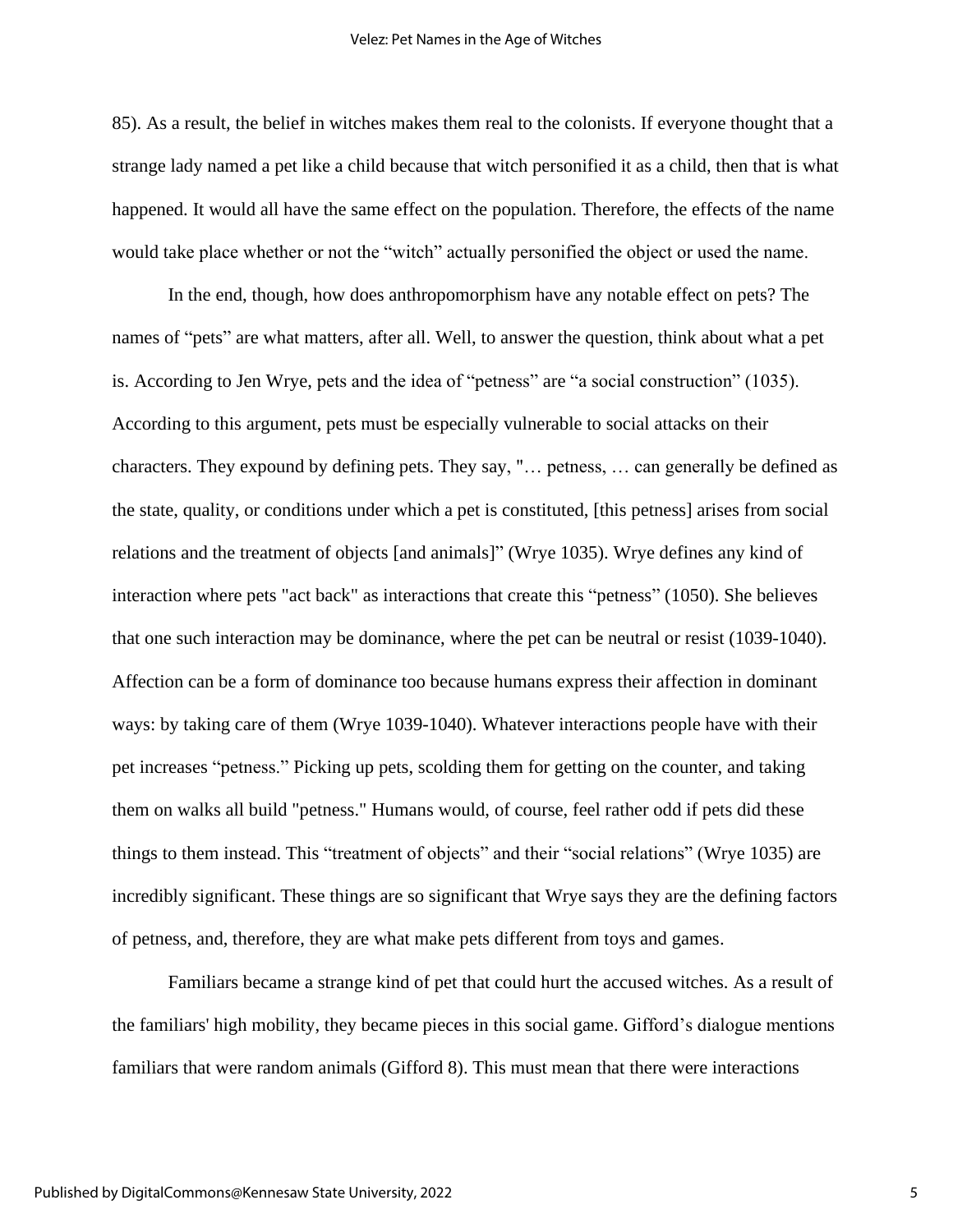85). As a result, the belief in witches makes them real to the colonists. If everyone thought that a strange lady named a pet like a child because that witch personified it as a child, then that is what happened. It would all have the same effect on the population. Therefore, the effects of the name would take place whether or not the "witch" actually personified the object or used the name.

In the end, though, how does anthropomorphism have any notable effect on pets? The names of "pets" are what matters, after all. Well, to answer the question, think about what a pet is. According to Jen Wrye, pets and the idea of "petness" are "a social construction" (1035). According to this argument, pets must be especially vulnerable to social attacks on their characters. They expound by defining pets. They say, "… petness, … can generally be defined as the state, quality, or conditions under which a pet is constituted, [this petness] arises from social relations and the treatment of objects [and animals]" (Wrye 1035). Wrye defines any kind of interaction where pets "act back" as interactions that create this "petness" (1050). She believes that one such interaction may be dominance, where the pet can be neutral or resist (1039-1040). Affection can be a form of dominance too because humans express their affection in dominant ways: by taking care of them (Wrye 1039-1040). Whatever interactions people have with their pet increases "petness." Picking up pets, scolding them for getting on the counter, and taking them on walks all build "petness." Humans would, of course, feel rather odd if pets did these things to them instead. This "treatment of objects" and their "social relations" (Wrye 1035) are incredibly significant. These things are so significant that Wrye says they are the defining factors of petness, and, therefore, they are what make pets different from toys and games.

Familiars became a strange kind of pet that could hurt the accused witches. As a result of the familiars' high mobility, they became pieces in this social game. Gifford's dialogue mentions familiars that were random animals (Gifford 8). This must mean that there were interactions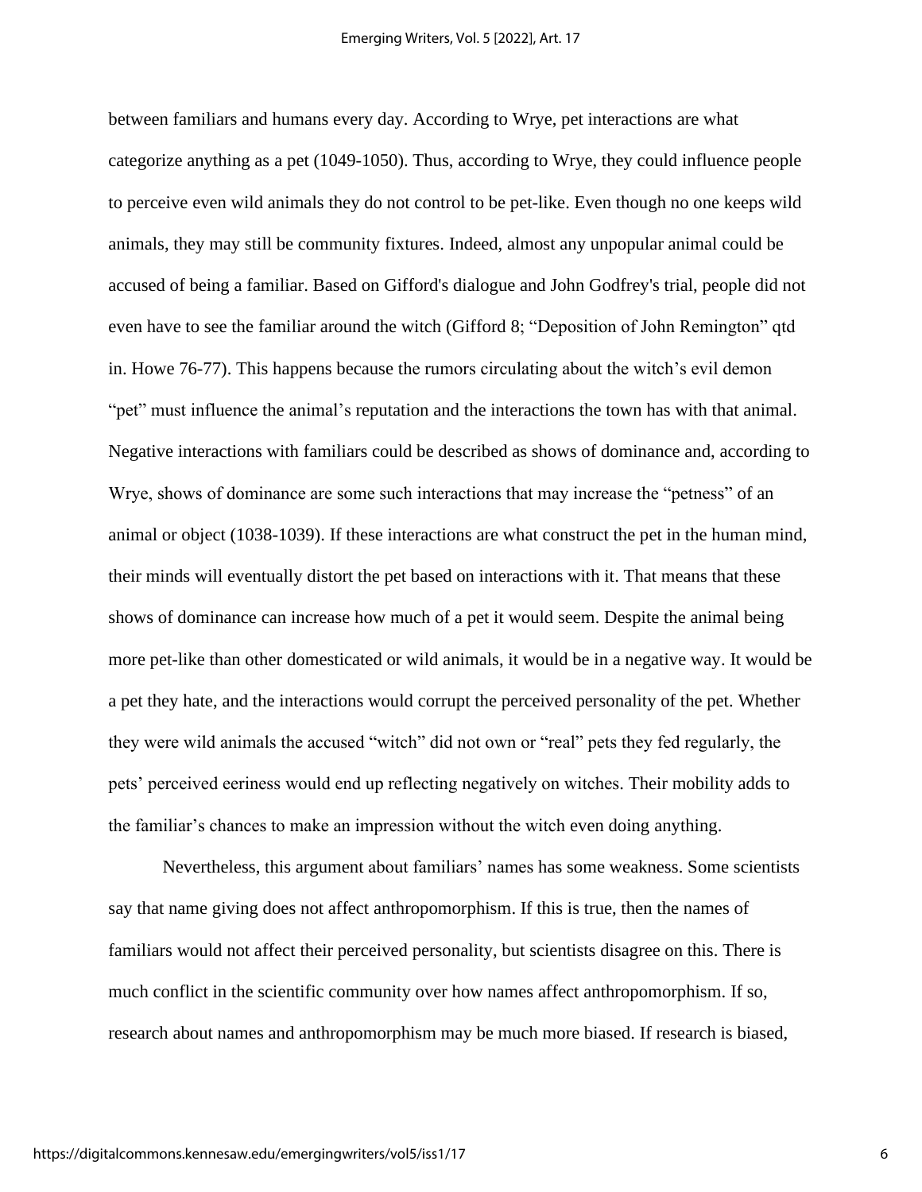between familiars and humans every day. According to Wrye, pet interactions are what categorize anything as a pet (1049-1050). Thus, according to Wrye, they could influence people to perceive even wild animals they do not control to be pet-like. Even though no one keeps wild animals, they may still be community fixtures. Indeed, almost any unpopular animal could be accused of being a familiar. Based on Gifford's dialogue and John Godfrey's trial, people did not even have to see the familiar around the witch (Gifford 8; "Deposition of John Remington" qtd in. Howe 76-77). This happens because the rumors circulating about the witch's evil demon "pet" must influence the animal's reputation and the interactions the town has with that animal. Negative interactions with familiars could be described as shows of dominance and, according to Wrye, shows of dominance are some such interactions that may increase the "petness" of an animal or object (1038-1039). If these interactions are what construct the pet in the human mind, their minds will eventually distort the pet based on interactions with it. That means that these shows of dominance can increase how much of a pet it would seem. Despite the animal being more pet-like than other domesticated or wild animals, it would be in a negative way. It would be a pet they hate, and the interactions would corrupt the perceived personality of the pet. Whether they were wild animals the accused "witch" did not own or "real" pets they fed regularly, the pets' perceived eeriness would end up reflecting negatively on witches. Their mobility adds to the familiar's chances to make an impression without the witch even doing anything.

Nevertheless, this argument about familiars' names has some weakness. Some scientists say that name giving does not affect anthropomorphism. If this is true, then the names of familiars would not affect their perceived personality, but scientists disagree on this. There is much conflict in the scientific community over how names affect anthropomorphism. If so, research about names and anthropomorphism may be much more biased. If research is biased,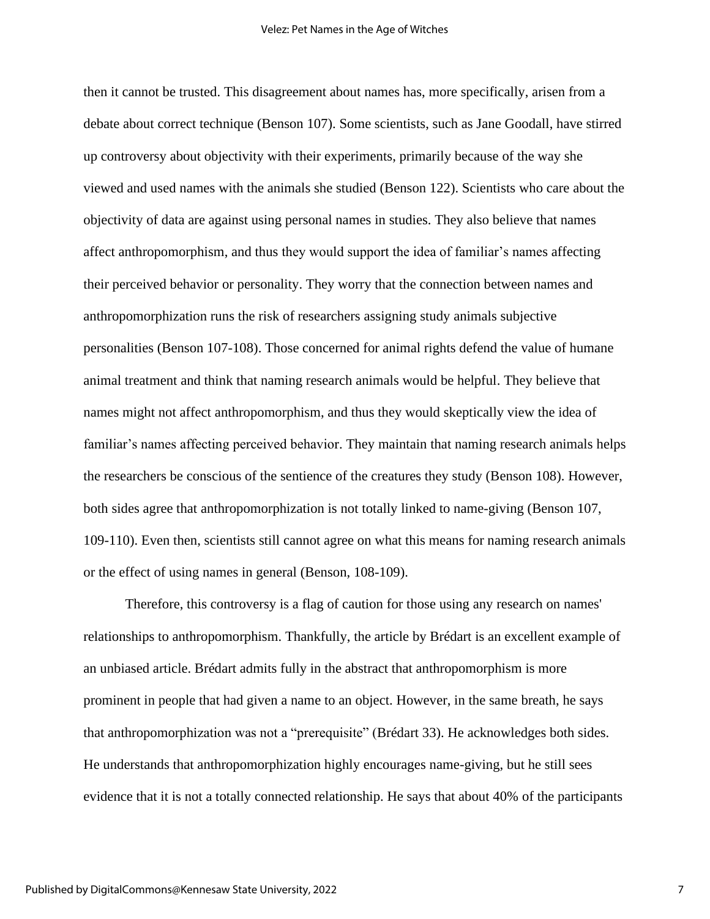then it cannot be trusted. This disagreement about names has, more specifically, arisen from a debate about correct technique (Benson 107). Some scientists, such as Jane Goodall, have stirred up controversy about objectivity with their experiments, primarily because of the way she viewed and used names with the animals she studied (Benson 122). Scientists who care about the objectivity of data are against using personal names in studies. They also believe that names affect anthropomorphism, and thus they would support the idea of familiar's names affecting their perceived behavior or personality. They worry that the connection between names and anthropomorphization runs the risk of researchers assigning study animals subjective personalities (Benson 107-108). Those concerned for animal rights defend the value of humane animal treatment and think that naming research animals would be helpful. They believe that names might not affect anthropomorphism, and thus they would skeptically view the idea of familiar's names affecting perceived behavior. They maintain that naming research animals helps the researchers be conscious of the sentience of the creatures they study (Benson 108). However, both sides agree that anthropomorphization is not totally linked to name-giving (Benson 107, 109-110). Even then, scientists still cannot agree on what this means for naming research animals or the effect of using names in general (Benson, 108-109).

Therefore, this controversy is a flag of caution for those using any research on names' relationships to anthropomorphism. Thankfully, the article by Brédart is an excellent example of an unbiased article. Brédart admits fully in the abstract that anthropomorphism is more prominent in people that had given a name to an object. However, in the same breath, he says that anthropomorphization was not a "prerequisite" (Brédart 33). He acknowledges both sides. He understands that anthropomorphization highly encourages name-giving, but he still sees evidence that it is not a totally connected relationship. He says that about 40% of the participants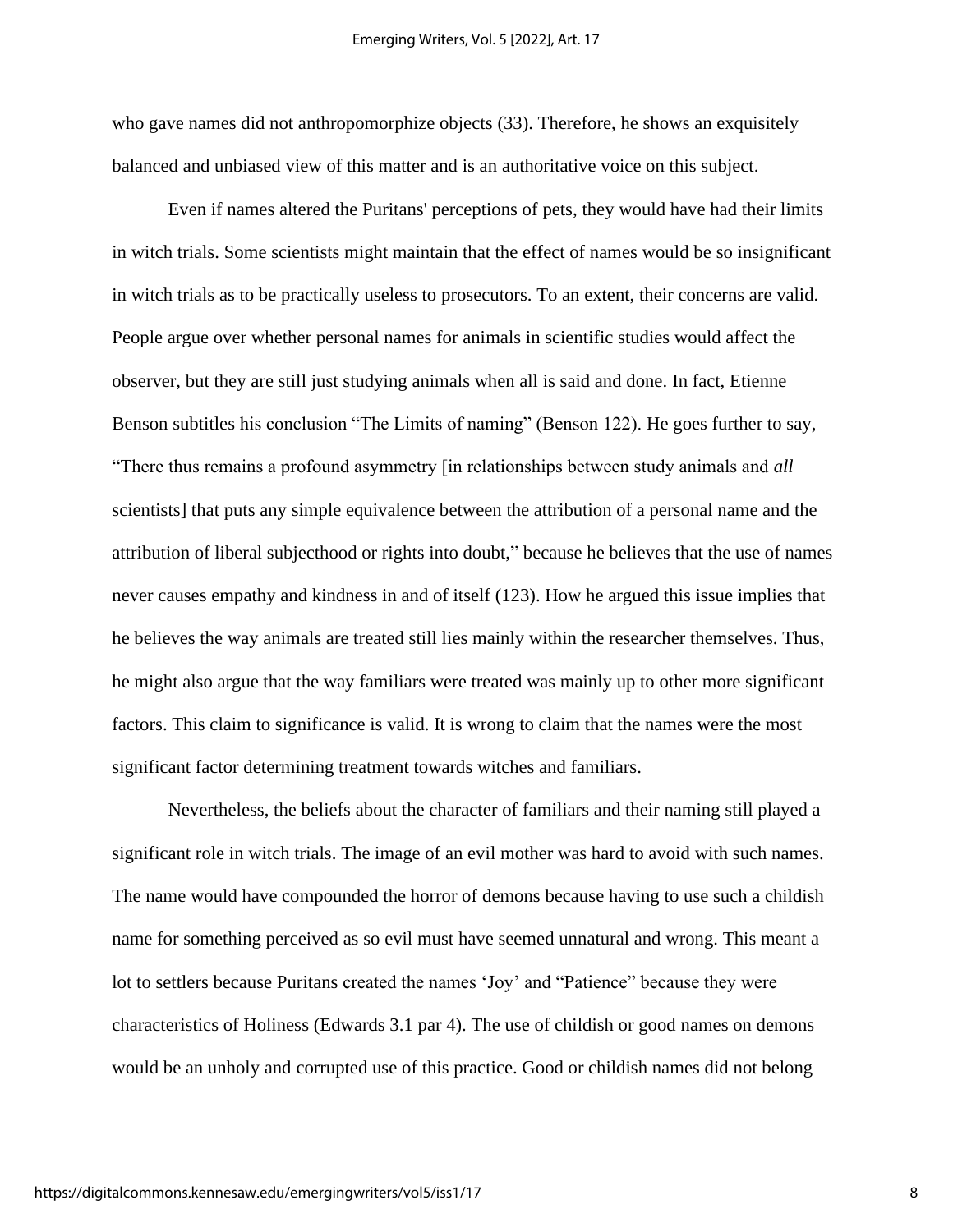who gave names did not anthropomorphize objects (33). Therefore, he shows an exquisitely balanced and unbiased view of this matter and is an authoritative voice on this subject.

Even if names altered the Puritans' perceptions of pets, they would have had their limits in witch trials. Some scientists might maintain that the effect of names would be so insignificant in witch trials as to be practically useless to prosecutors. To an extent, their concerns are valid. People argue over whether personal names for animals in scientific studies would affect the observer, but they are still just studying animals when all is said and done. In fact, Etienne Benson subtitles his conclusion "The Limits of naming" (Benson 122). He goes further to say, "There thus remains a profound asymmetry [in relationships between study animals and *all* scientists] that puts any simple equivalence between the attribution of a personal name and the attribution of liberal subjecthood or rights into doubt," because he believes that the use of names never causes empathy and kindness in and of itself (123). How he argued this issue implies that he believes the way animals are treated still lies mainly within the researcher themselves. Thus, he might also argue that the way familiars were treated was mainly up to other more significant factors. This claim to significance is valid. It is wrong to claim that the names were the most significant factor determining treatment towards witches and familiars.

Nevertheless, the beliefs about the character of familiars and their naming still played a significant role in witch trials. The image of an evil mother was hard to avoid with such names. The name would have compounded the horror of demons because having to use such a childish name for something perceived as so evil must have seemed unnatural and wrong. This meant a lot to settlers because Puritans created the names 'Joy' and "Patience" because they were characteristics of Holiness (Edwards 3.1 par 4). The use of childish or good names on demons would be an unholy and corrupted use of this practice. Good or childish names did not belong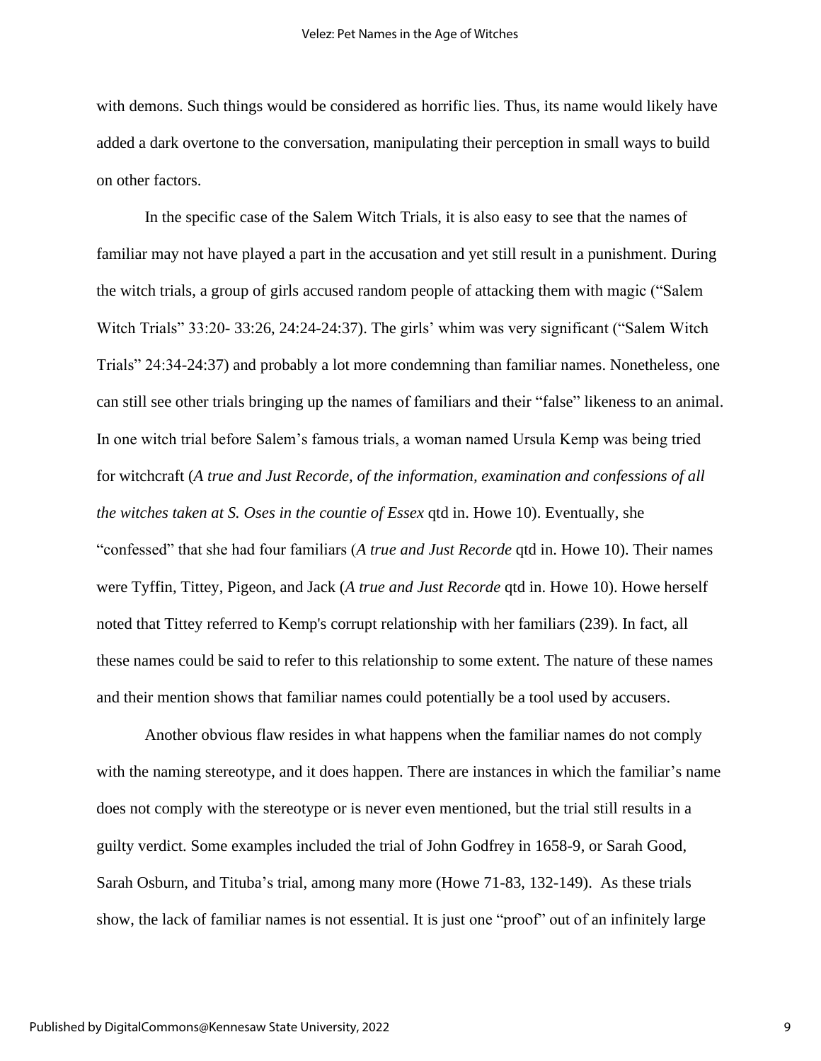with demons. Such things would be considered as horrific lies. Thus, its name would likely have added a dark overtone to the conversation, manipulating their perception in small ways to build on other factors.

In the specific case of the Salem Witch Trials, it is also easy to see that the names of familiar may not have played a part in the accusation and yet still result in a punishment. During the witch trials, a group of girls accused random people of attacking them with magic ("Salem Witch Trials" 33:20- 33:26, 24:24-24:37). The girls' whim was very significant ("Salem Witch Trials" 24:34-24:37) and probably a lot more condemning than familiar names. Nonetheless, one can still see other trials bringing up the names of familiars and their "false" likeness to an animal. In one witch trial before Salem's famous trials, a woman named Ursula Kemp was being tried for witchcraft (*A true and Just Recorde, of the information, examination and confessions of all the witches taken at S. Oses in the countie of Essex* qtd in. Howe 10). Eventually, she "confessed" that she had four familiars (*A true and Just Recorde* qtd in. Howe 10). Their names were Tyffin, Tittey, Pigeon, and Jack (*A true and Just Recorde* qtd in. Howe 10). Howe herself noted that Tittey referred to Kemp's corrupt relationship with her familiars (239). In fact, all these names could be said to refer to this relationship to some extent. The nature of these names and their mention shows that familiar names could potentially be a tool used by accusers.

Another obvious flaw resides in what happens when the familiar names do not comply with the naming stereotype, and it does happen. There are instances in which the familiar's name does not comply with the stereotype or is never even mentioned, but the trial still results in a guilty verdict. Some examples included the trial of John Godfrey in 1658-9, or Sarah Good, Sarah Osburn, and Tituba's trial, among many more (Howe 71-83, 132-149). As these trials show, the lack of familiar names is not essential. It is just one "proof" out of an infinitely large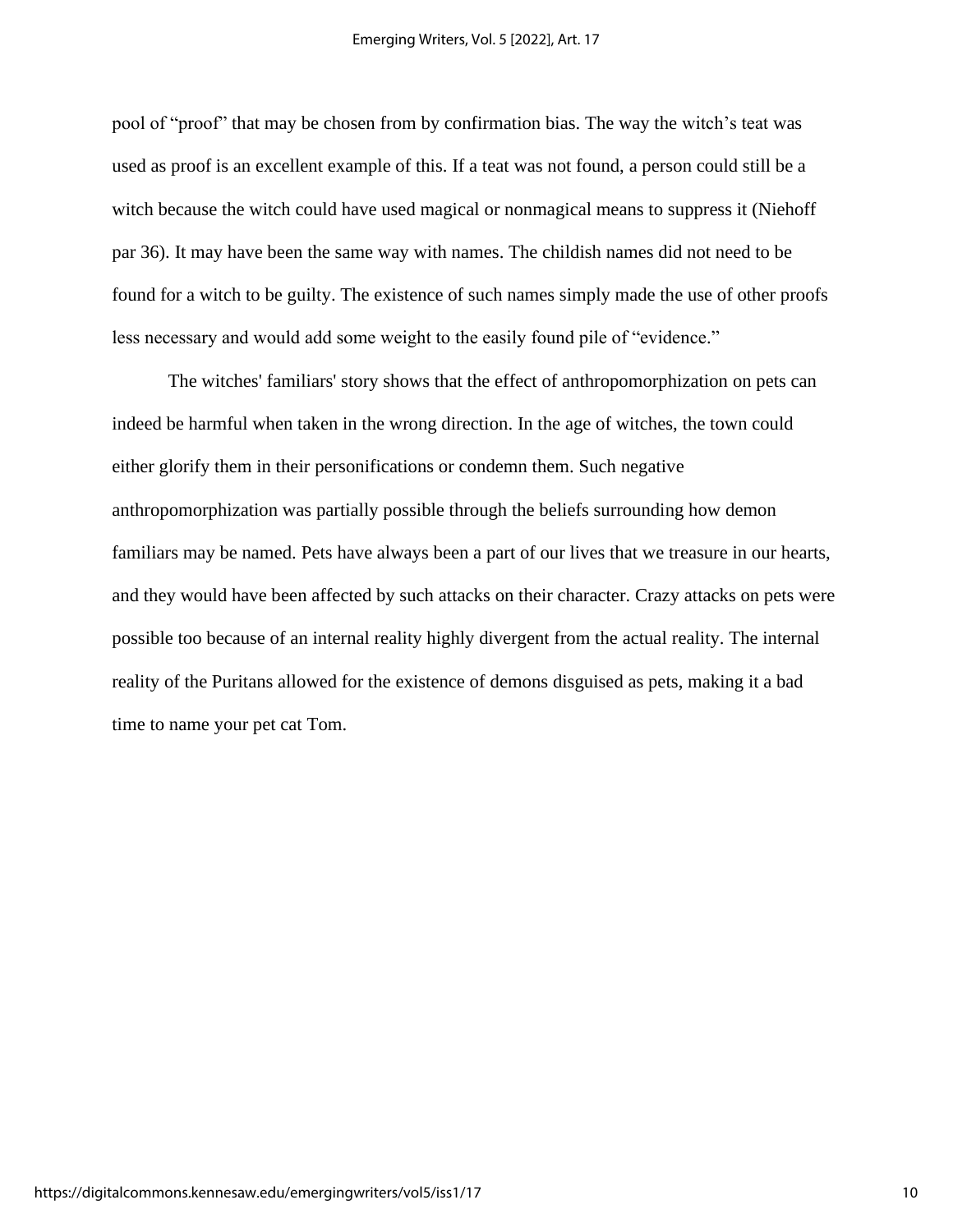pool of "proof" that may be chosen from by confirmation bias. The way the witch's teat was used as proof is an excellent example of this. If a teat was not found, a person could still be a witch because the witch could have used magical or nonmagical means to suppress it (Niehoff par 36). It may have been the same way with names. The childish names did not need to be found for a witch to be guilty. The existence of such names simply made the use of other proofs less necessary and would add some weight to the easily found pile of "evidence."

The witches' familiars' story shows that the effect of anthropomorphization on pets can indeed be harmful when taken in the wrong direction. In the age of witches, the town could either glorify them in their personifications or condemn them. Such negative anthropomorphization was partially possible through the beliefs surrounding how demon familiars may be named. Pets have always been a part of our lives that we treasure in our hearts, and they would have been affected by such attacks on their character. Crazy attacks on pets were possible too because of an internal reality highly divergent from the actual reality. The internal reality of the Puritans allowed for the existence of demons disguised as pets, making it a bad time to name your pet cat Tom.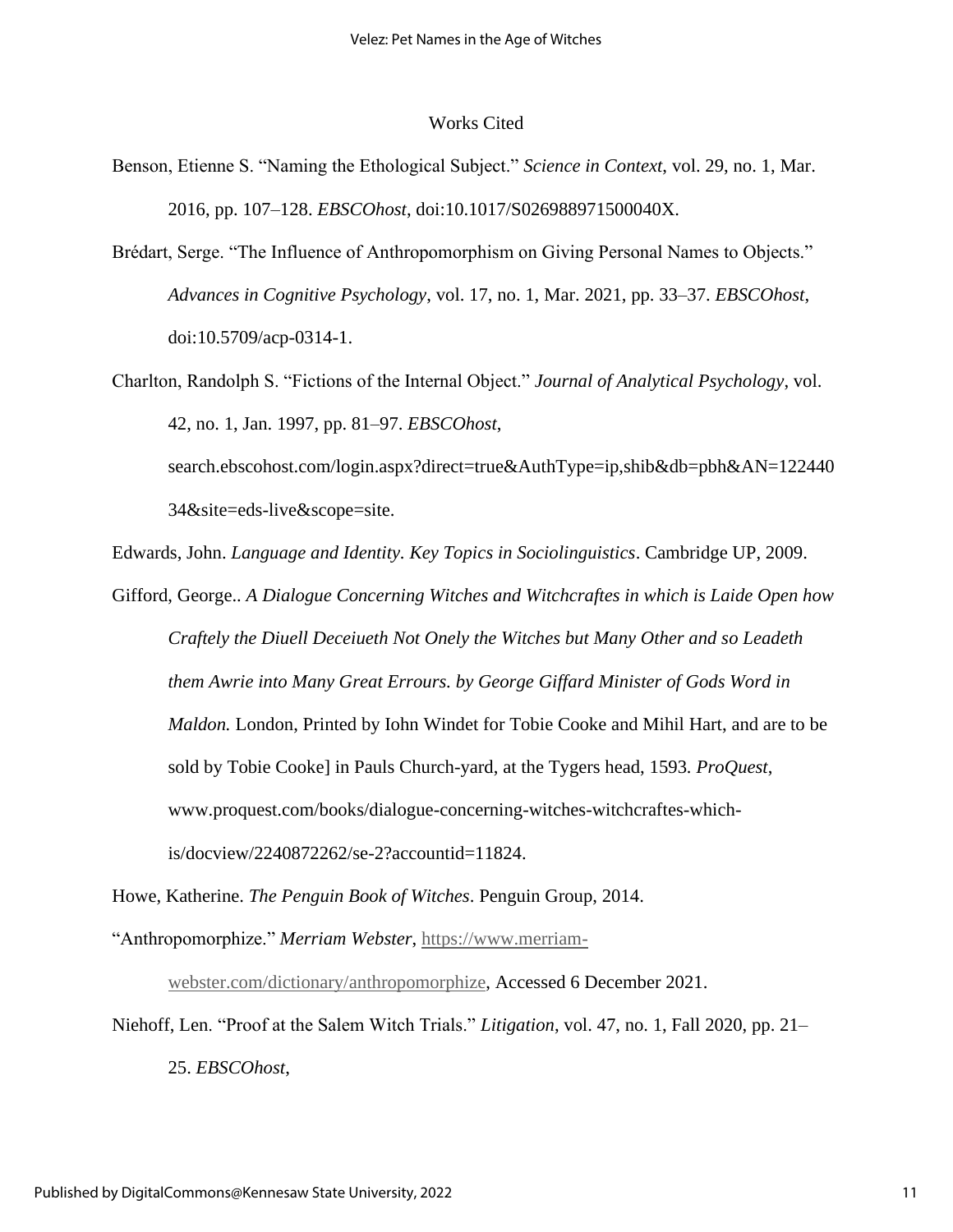# Works Cited

Benson, Etienne S. "Naming the Ethological Subject." *Science in Context*, vol. 29, no. 1, Mar. 2016, pp. 107–128. *EBSCOhost*, doi:10.1017/S026988971500040X.

Brédart, Serge. "The Influence of Anthropomorphism on Giving Personal Names to Objects." *Advances in Cognitive Psychology*, vol. 17, no. 1, Mar. 2021, pp. 33–37. *EBSCOhost*, doi:10.5709/acp-0314-1.

Charlton, Randolph S. "Fictions of the Internal Object." *Journal of Analytical Psychology*, vol. 42, no. 1, Jan. 1997, pp. 81–97. *EBSCOhost*, search.ebscohost.com/login.aspx?direct=true&AuthType=ip,shib&db=pbh&AN=12244034&site=eds-live&scope=site.

Edwards, John. *Language and Identity. Key Topics in Sociolinguistics*. Cambridge UP, 2009.

Gifford, George.. *A Dialogue Concerning Witches and Witchcraftes in which is Laide Open how Craftely the Diuell Deceiueth Not Onely the Witches but Many Other and so Leadeth them Awrie into Many Great Errours. by George Giffard Minister of Gods Word in Maldon.* London, Printed by Iohn Windet for Tobie Cooke and Mihil Hart, and are to be sold by Tobie Cooke] in Pauls Church-yard, at the Tygers head, 1593. *ProQuest*, www.proquest.com/books/dialogue-concerning-witches-witchcraftes-which-is/docview/2240872262/se-2?accountid=11824.

Howe, Katherine. *The Penguin Book of Witches*. Penguin Group, 2014.

"Anthropomorphize." *Merriam Webster*, https://www.merriam-webster.com/dictionary/anthropomorphize, Accessed 6 December 2021.

Niehoff, Len. "Proof at the Salem Witch Trials." *Litigation*, vol. 47, no. 1, Fall 2020, pp. 21–25. *EBSCOhost*,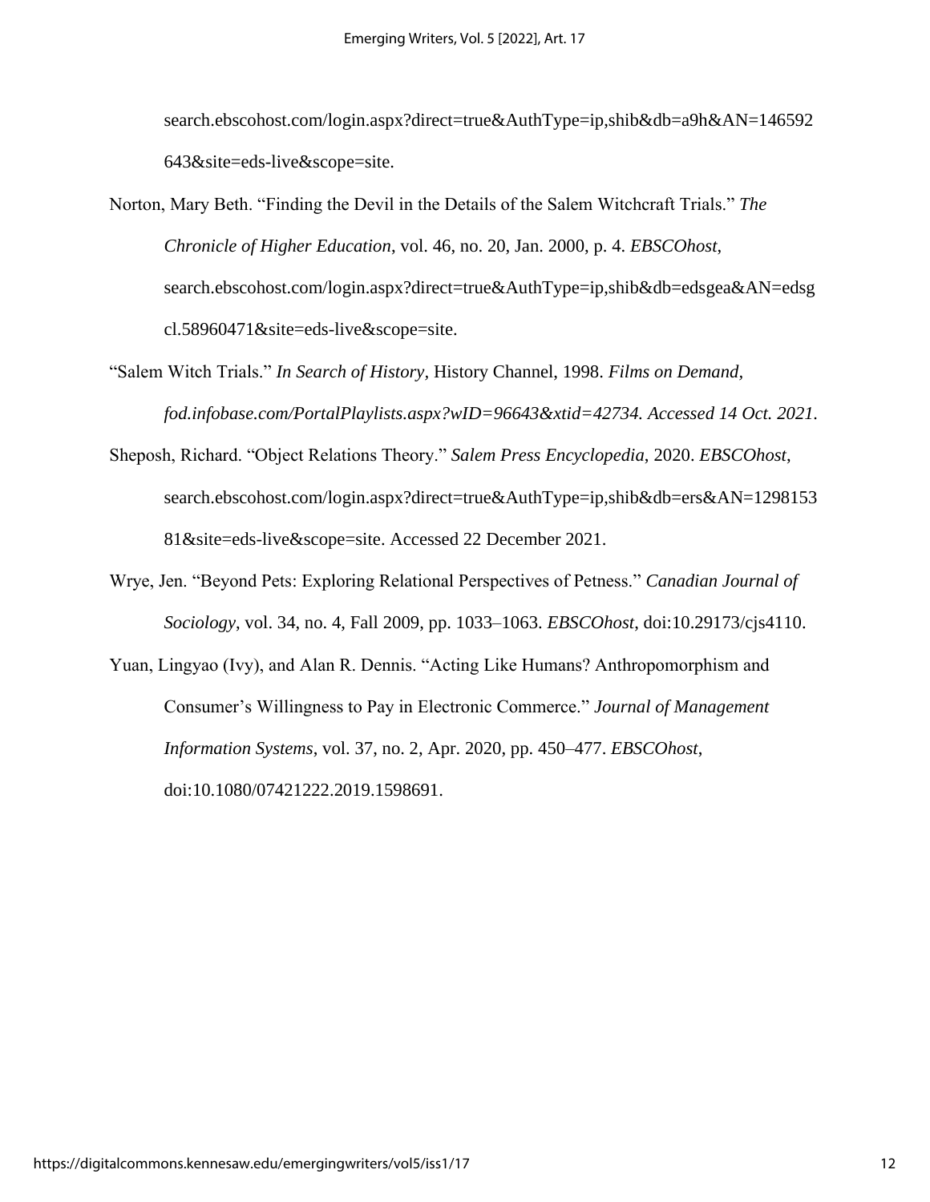search.ebscohost.com/login.aspx?direct=true&AuthType=ip,shib&db=a9h&AN=146592643&site=eds-live&scope=site.

Norton, Mary Beth. “Finding the Devil in the Details of the Salem Witchcraft Trials.” *The Chronicle of Higher Education*, vol. 46, no. 20, Jan. 2000, p. 4. *EBSCOhost*, search.ebscohost.com/login.aspx?direct=true&AuthType=ip,shib&db=edsgea&AN=edsgcl.58960471&site=eds-live&scope=site.

“Salem Witch Trials.” *In Search of History*, History Channel, 1998. *Films on Demand, fod.infobase.com/PortalPlaylists.aspx?wID=96643&xtid=42734. Accessed 14 Oct. 2021.*

Sheposh, Richard. “Object Relations Theory.” *Salem Press Encyclopedia*, 2020. *EBSCOhost*, search.ebscohost.com/login.aspx?direct=true&AuthType=ip,shib&db=ers&AN=129815381&site=eds-live&scope=site. Accessed 22 December 2021.

Wrye, Jen. “Beyond Pets: Exploring Relational Perspectives of Petness.” *Canadian Journal of Sociology*, vol. 34, no. 4, Fall 2009, pp. 1033–1063. *EBSCOhost*, doi:10.29173/cjs4110.

Yuan, Lingyao (Ivy), and Alan R. Dennis. “Acting Like Humans? Anthropomorphism and Consumer’s Willingness to Pay in Electronic Commerce.” *Journal of Management Information Systems*, vol. 37, no. 2, Apr. 2020, pp. 450–477. *EBSCOhost*, doi:10.1080/07421222.2019.1598691.